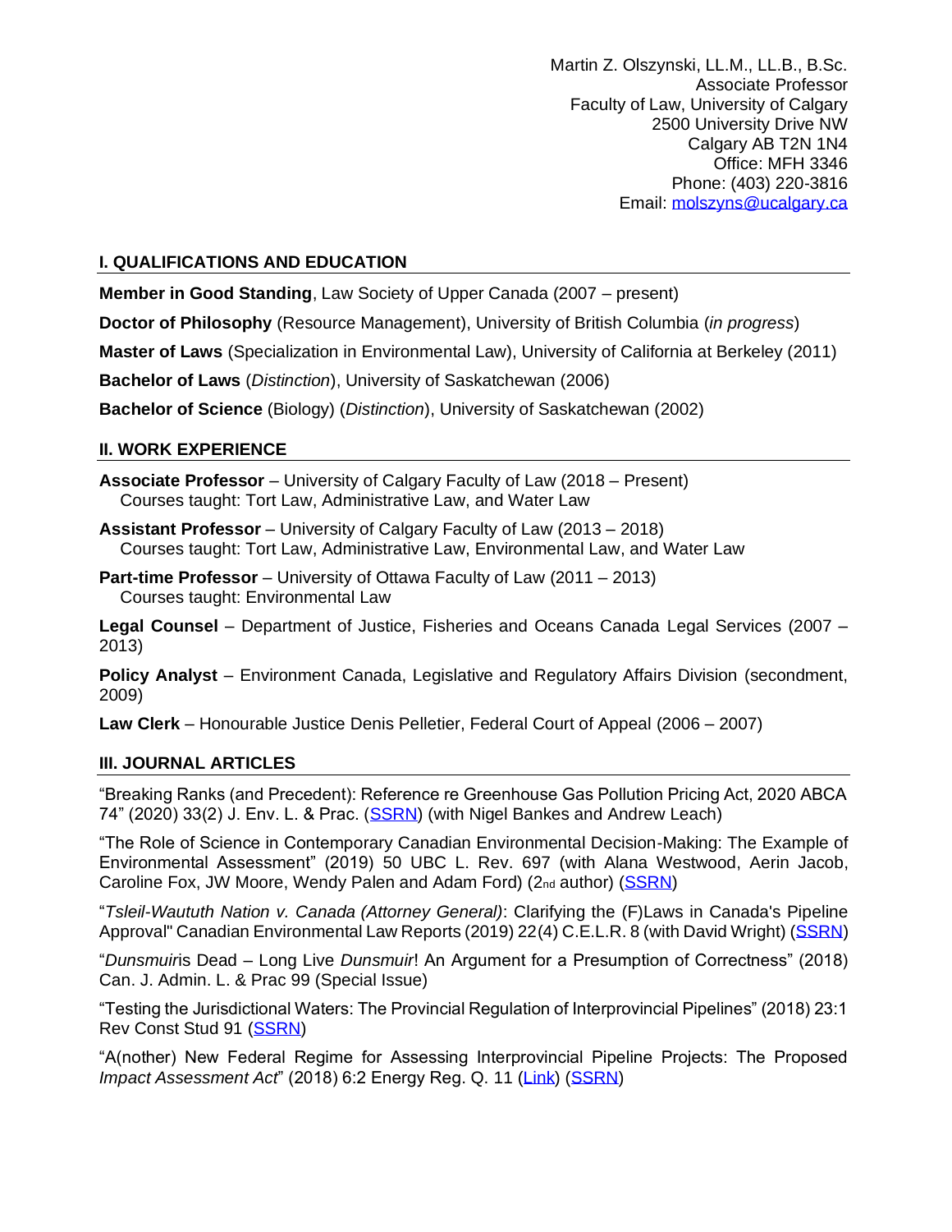Martin Z. Olszynski, LL.M., LL.B., B.Sc.
Associate Professor
Faculty of Law, University of Calgary
2500 University Drive NW
Calgary AB T2N 1N4
Office: MFH 3346
Phone: (403) 220-3816
Email: molszyns@ucalgary.ca

## I. QUALIFICATIONS AND EDUCATION

**Member in Good Standing**, Law Society of Upper Canada (2007 – present)

**Doctor of Philosophy** (Resource Management), University of British Columbia (*in progress*)

**Master of Laws** (Specialization in Environmental Law), University of California at Berkeley (2011)

**Bachelor of Laws** (*Distinction*), University of Saskatchewan (2006)

**Bachelor of Science** (Biology) (*Distinction*), University of Saskatchewan (2002)

## II. WORK EXPERIENCE

**Associate Professor** – University of Calgary Faculty of Law (2018 – Present)
Courses taught: Tort Law, Administrative Law, and Water Law

**Assistant Professor** – University of Calgary Faculty of Law (2013 – 2018)
Courses taught: Tort Law, Administrative Law, Environmental Law, and Water Law

**Part-time Professor** – University of Ottawa Faculty of Law (2011 – 2013)
Courses taught: Environmental Law

**Legal Counsel** – Department of Justice, Fisheries and Oceans Canada Legal Services (2007 – 2013)

**Policy Analyst** – Environment Canada, Legislative and Regulatory Affairs Division (secondment, 2009)

**Law Clerk** – Honourable Justice Denis Pelletier, Federal Court of Appeal (2006 – 2007)

## III. JOURNAL ARTICLES

"Breaking Ranks (and Precedent): Reference re Greenhouse Gas Pollution Pricing Act, 2020 ABCA 74" (2020) 33(2) J. Env. L. & Prac. (SSRN) (with Nigel Bankes and Andrew Leach)

"The Role of Science in Contemporary Canadian Environmental Decision-Making: The Example of Environmental Assessment" (2019) 50 UBC L. Rev. 697 (with Alana Westwood, Aerin Jacob, Caroline Fox, JW Moore, Wendy Palen and Adam Ford) (2nd author) (SSRN)

"*Tsleil-Waututh Nation v. Canada (Attorney General)*: Clarifying the (F)Laws in Canada's Pipeline Approval" Canadian Environmental Law Reports (2019) 22(4) C.E.L.R. 8 (with David Wright) (SSRN)

"*Dunsmuir*is Dead – Long Live *Dunsmuir*! An Argument for a Presumption of Correctness" (2018) Can. J. Admin. L. & Prac 99 (Special Issue)

"Testing the Jurisdictional Waters: The Provincial Regulation of Interprovincial Pipelines" (2018) 23:1 Rev Const Stud 91 (SSRN)

"A(nother) New Federal Regime for Assessing Interprovincial Pipeline Projects: The Proposed *Impact Assessment Act*" (2018) 6:2 Energy Reg. Q. 11 (Link) (SSRN)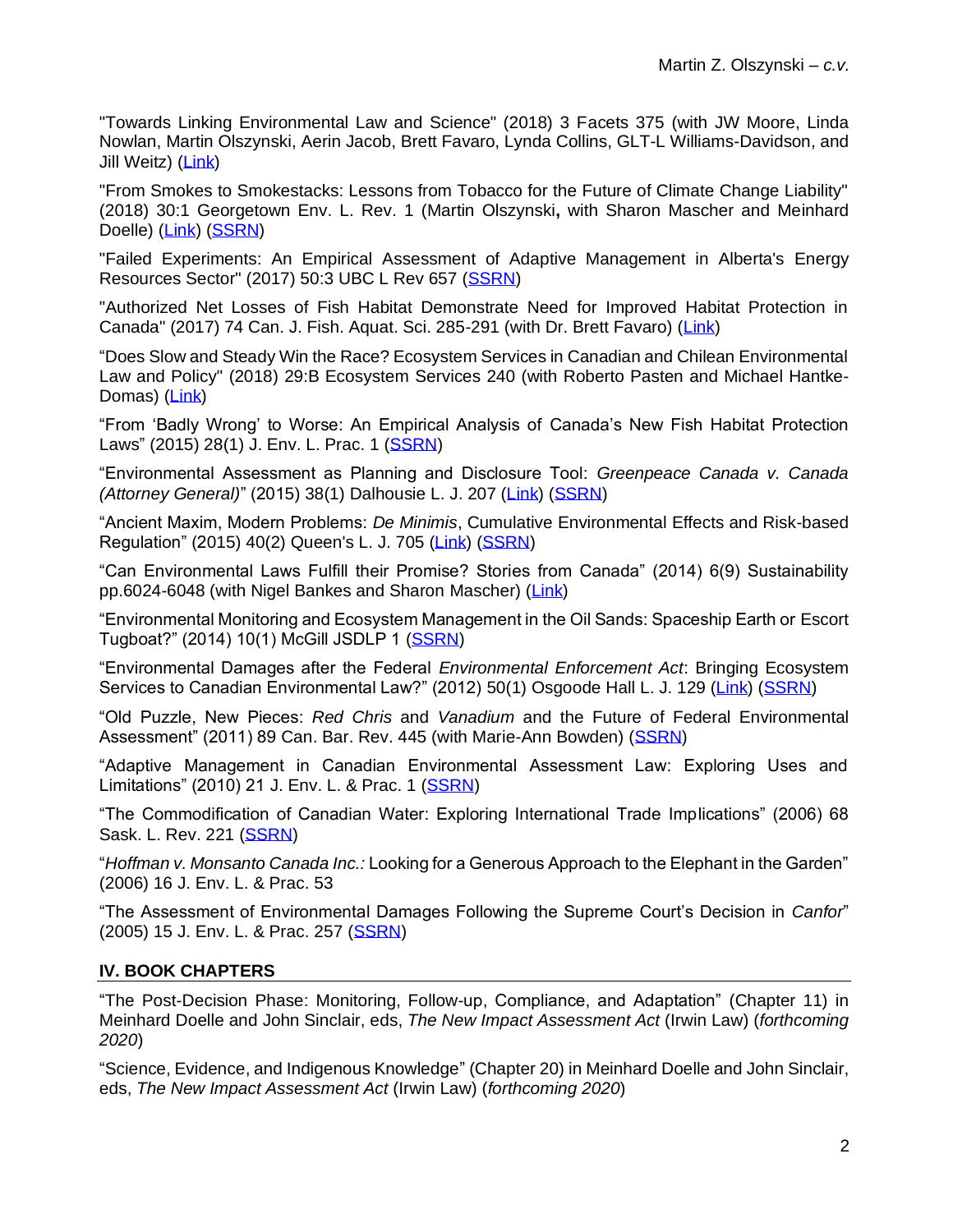"Towards Linking Environmental Law and Science" (2018) 3 Facets 375 (with JW Moore, Linda Nowlan, Martin Olszynski, Aerin Jacob, Brett Favaro, Lynda Collins, GLT-L Williams-Davidson, and Jill Weitz) (Link)

"From Smokes to Smokestacks: Lessons from Tobacco for the Future of Climate Change Liability" (2018) 30:1 Georgetown Env. L. Rev. 1 (Martin Olszynski**,** with Sharon Mascher and Meinhard Doelle) (Link) (SSRN)

"Failed Experiments: An Empirical Assessment of Adaptive Management in Alberta's Energy Resources Sector" (2017) 50:3 UBC L Rev 657 (SSRN)

"Authorized Net Losses of Fish Habitat Demonstrate Need for Improved Habitat Protection in Canada" (2017) 74 Can. J. Fish. Aquat. Sci. 285-291 (with Dr. Brett Favaro) (Link)

"Does Slow and Steady Win the Race? Ecosystem Services in Canadian and Chilean Environmental Law and Policy" (2018) 29:B Ecosystem Services 240 (with Roberto Pasten and Michael Hantke-Domas) (Link)

"From 'Badly Wrong' to Worse: An Empirical Analysis of Canada's New Fish Habitat Protection Laws" (2015) 28(1) J. Env. L. Prac. 1 (SSRN)

"Environmental Assessment as Planning and Disclosure Tool: *Greenpeace Canada v. Canada (Attorney General)*" (2015) 38(1) Dalhousie L. J. 207 (Link) (SSRN)

"Ancient Maxim, Modern Problems: *De Minimis*, Cumulative Environmental Effects and Risk-based Regulation" (2015) 40(2) Queen's L. J. 705 (Link) (SSRN)

"Can Environmental Laws Fulfill their Promise? Stories from Canada" (2014) 6(9) Sustainability pp.6024-6048 (with Nigel Bankes and Sharon Mascher) (Link)

"Environmental Monitoring and Ecosystem Management in the Oil Sands: Spaceship Earth or Escort Tugboat?" (2014) 10(1) McGill JSDLP 1 (SSRN)

"Environmental Damages after the Federal *Environmental Enforcement Act*: Bringing Ecosystem Services to Canadian Environmental Law?" (2012) 50(1) Osgoode Hall L. J. 129 (Link) (SSRN)

"Old Puzzle, New Pieces: *Red Chris* and *Vanadium* and the Future of Federal Environmental Assessment" (2011) 89 Can. Bar. Rev. 445 (with Marie-Ann Bowden) (SSRN)

"Adaptive Management in Canadian Environmental Assessment Law: Exploring Uses and Limitations" (2010) 21 J. Env. L. & Prac. 1 (SSRN)

"The Commodification of Canadian Water: Exploring International Trade Implications" (2006) 68 Sask. L. Rev. 221 (SSRN)

"*Hoffman v. Monsanto Canada Inc.:* Looking for a Generous Approach to the Elephant in the Garden" (2006) 16 J. Env. L. & Prac. 53

"The Assessment of Environmental Damages Following the Supreme Court's Decision in *Canfor*" (2005) 15 J. Env. L. & Prac. 257 (SSRN)

## IV. BOOK CHAPTERS

"The Post-Decision Phase: Monitoring, Follow-up, Compliance, and Adaptation" (Chapter 11) in Meinhard Doelle and John Sinclair, eds, *The New Impact Assessment Act* (Irwin Law) (*forthcoming 2020*)

"Science, Evidence, and Indigenous Knowledge" (Chapter 20) in Meinhard Doelle and John Sinclair, eds, *The New Impact Assessment Act* (Irwin Law) (*forthcoming 2020*)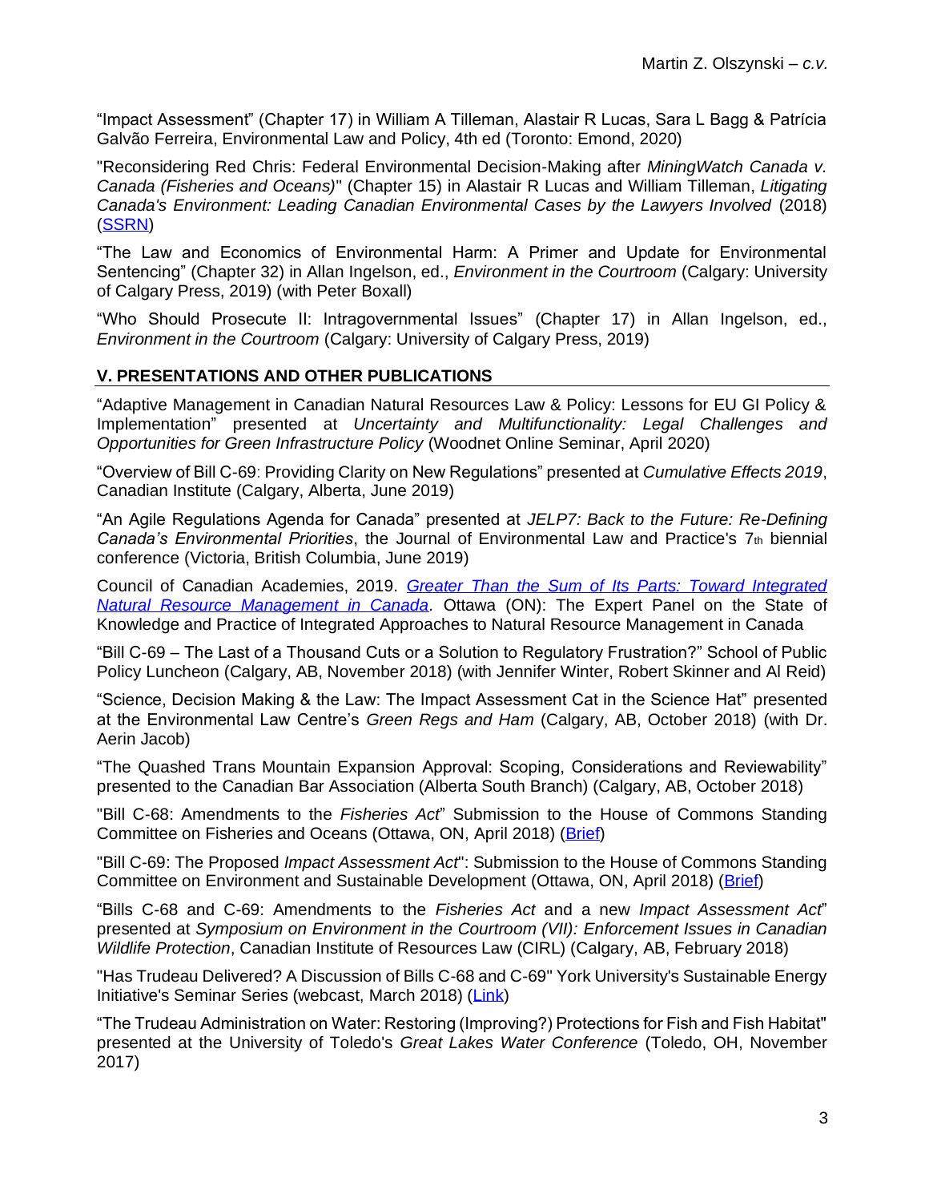"Impact Assessment" (Chapter 17) in William A Tilleman, Alastair R Lucas, Sara L Bagg & Patrícia Galvão Ferreira, Environmental Law and Policy, 4th ed (Toronto: Emond, 2020)

"Reconsidering Red Chris: Federal Environmental Decision-Making after *MiningWatch Canada v. Canada (Fisheries and Oceans)*" (Chapter 15) in Alastair R Lucas and William Tilleman, *Litigating Canada's Environment: Leading Canadian Environmental Cases by the Lawyers Involved* (2018) ([SSRN](SSRN))

"The Law and Economics of Environmental Harm: A Primer and Update for Environmental Sentencing" (Chapter 32) in Allan Ingelson, ed., *Environment in the Courtroom* (Calgary: University of Calgary Press, 2019) (with Peter Boxall)

"Who Should Prosecute II: Intragovernmental Issues" (Chapter 17) in Allan Ingelson, ed., *Environment in the Courtroom* (Calgary: University of Calgary Press, 2019)

## V. PRESENTATIONS AND OTHER PUBLICATIONS

"Adaptive Management in Canadian Natural Resources Law & Policy: Lessons for EU GI Policy & Implementation" presented at *Uncertainty and Multifunctionality: Legal Challenges and Opportunities for Green Infrastructure Policy* (Woodnet Online Seminar, April 2020)

"Overview of Bill C-69: Providing Clarity on New Regulations" presented at *Cumulative Effects 2019*, Canadian Institute (Calgary, Alberta, June 2019)

"An Agile Regulations Agenda for Canada" presented at *JELP7: Back to the Future: Re-Defining Canada's Environmental Priorities*, the Journal of Environmental Law and Practice's 7th biennial conference (Victoria, British Columbia, June 2019)

Council of Canadian Academies, 2019. *[Greater Than the Sum of Its Parts: Toward Integrated Natural Resource Management in Canada](Greater Than the Sum of Its Parts: Toward Integrated Natural Resource Management in Canada)*. Ottawa (ON): The Expert Panel on the State of Knowledge and Practice of Integrated Approaches to Natural Resource Management in Canada

"Bill C-69 – The Last of a Thousand Cuts or a Solution to Regulatory Frustration?" School of Public Policy Luncheon (Calgary, AB, November 2018) (with Jennifer Winter, Robert Skinner and Al Reid)

"Science, Decision Making & the Law: The Impact Assessment Cat in the Science Hat" presented at the Environmental Law Centre's *Green Regs and Ham* (Calgary, AB, October 2018) (with Dr. Aerin Jacob)

"The Quashed Trans Mountain Expansion Approval: Scoping, Considerations and Reviewability" presented to the Canadian Bar Association (Alberta South Branch) (Calgary, AB, October 2018)

"Bill C-68: Amendments to the *Fisheries Act*" Submission to the House of Commons Standing Committee on Fisheries and Oceans (Ottawa, ON, April 2018) ([Brief](Brief))

"Bill C-69: The Proposed *Impact Assessment Act*": Submission to the House of Commons Standing Committee on Environment and Sustainable Development (Ottawa, ON, April 2018) ([Brief](Brief))

"Bills C-68 and C-69: Amendments to the *Fisheries Act* and a new *Impact Assessment Act*" presented at *Symposium on Environment in the Courtroom (VII): Enforcement Issues in Canadian Wildlife Protection*, Canadian Institute of Resources Law (CIRL) (Calgary, AB, February 2018)

"Has Trudeau Delivered? A Discussion of Bills C-68 and C-69" York University's Sustainable Energy Initiative's Seminar Series (webcast, March 2018) ([Link](Link))

"The Trudeau Administration on Water: Restoring (Improving?) Protections for Fish and Fish Habitat" presented at the University of Toledo's *Great Lakes Water Conference* (Toledo, OH, November 2017)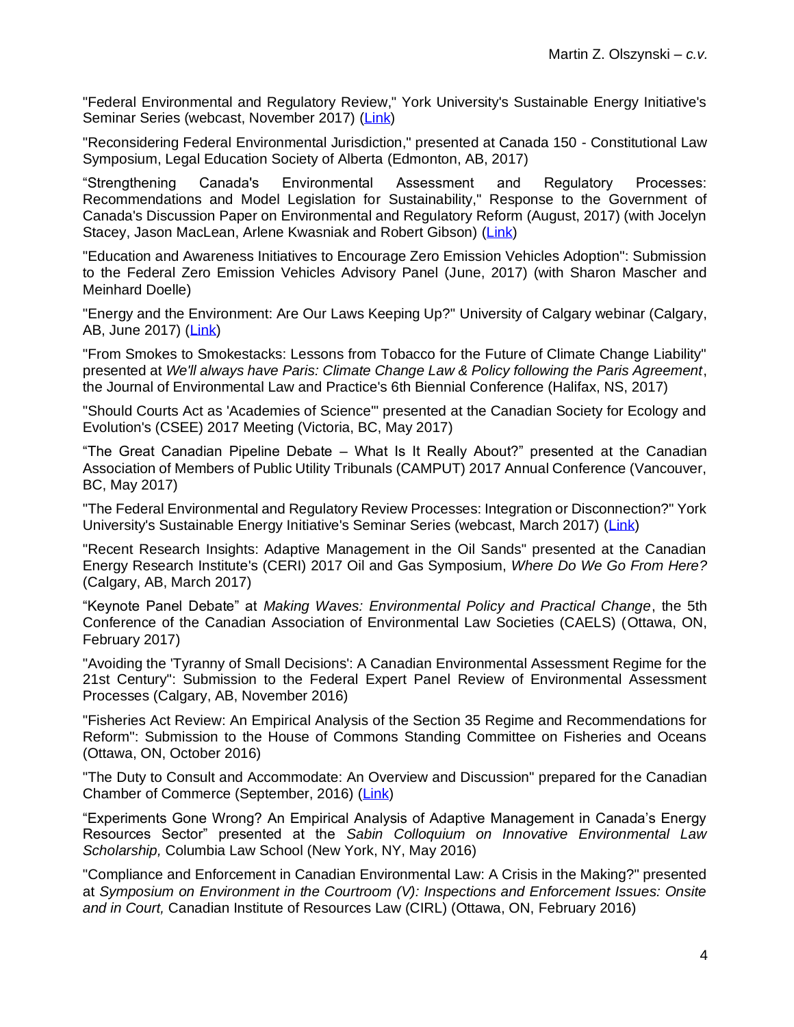"Federal Environmental and Regulatory Review," York University's Sustainable Energy Initiative's Seminar Series (webcast, November 2017) (Link)

"Reconsidering Federal Environmental Jurisdiction," presented at Canada 150 - Constitutional Law Symposium, Legal Education Society of Alberta (Edmonton, AB, 2017)

"Strengthening Canada's Environmental Assessment and Regulatory Processes: Recommendations and Model Legislation for Sustainability," Response to the Government of Canada's Discussion Paper on Environmental and Regulatory Reform (August, 2017) (with Jocelyn Stacey, Jason MacLean, Arlene Kwasniak and Robert Gibson) (Link)

"Education and Awareness Initiatives to Encourage Zero Emission Vehicles Adoption": Submission to the Federal Zero Emission Vehicles Advisory Panel (June, 2017) (with Sharon Mascher and Meinhard Doelle)

"Energy and the Environment: Are Our Laws Keeping Up?" University of Calgary webinar (Calgary, AB, June 2017) (Link)

"From Smokes to Smokestacks: Lessons from Tobacco for the Future of Climate Change Liability" presented at *We'll always have Paris: Climate Change Law & Policy following the Paris Agreement*, the Journal of Environmental Law and Practice's 6th Biennial Conference (Halifax, NS, 2017)

"Should Courts Act as 'Academies of Science'" presented at the Canadian Society for Ecology and Evolution's (CSEE) 2017 Meeting (Victoria, BC, May 2017)

"The Great Canadian Pipeline Debate – What Is It Really About?" presented at the Canadian Association of Members of Public Utility Tribunals (CAMPUT) 2017 Annual Conference (Vancouver, BC, May 2017)

"The Federal Environmental and Regulatory Review Processes: Integration or Disconnection?" York University's Sustainable Energy Initiative's Seminar Series (webcast, March 2017) (Link)

"Recent Research Insights: Adaptive Management in the Oil Sands" presented at the Canadian Energy Research Institute's (CERI) 2017 Oil and Gas Symposium, *Where Do We Go From Here?* (Calgary, AB, March 2017)

"Keynote Panel Debate" at *Making Waves: Environmental Policy and Practical Change*, the 5th Conference of the Canadian Association of Environmental Law Societies (CAELS) (Ottawa, ON, February 2017)

"Avoiding the 'Tyranny of Small Decisions': A Canadian Environmental Assessment Regime for the 21st Century": Submission to the Federal Expert Panel Review of Environmental Assessment Processes (Calgary, AB, November 2016)

"Fisheries Act Review: An Empirical Analysis of the Section 35 Regime and Recommendations for Reform": Submission to the House of Commons Standing Committee on Fisheries and Oceans (Ottawa, ON, October 2016)

"The Duty to Consult and Accommodate: An Overview and Discussion" prepared for the Canadian Chamber of Commerce (September, 2016) (Link)

"Experiments Gone Wrong? An Empirical Analysis of Adaptive Management in Canada's Energy Resources Sector" presented at the *Sabin Colloquium on Innovative Environmental Law Scholarship,* Columbia Law School (New York, NY, May 2016)

"Compliance and Enforcement in Canadian Environmental Law: A Crisis in the Making?" presented at *Symposium on Environment in the Courtroom (V): Inspections and Enforcement Issues: Onsite and in Court,* Canadian Institute of Resources Law (CIRL) (Ottawa, ON, February 2016)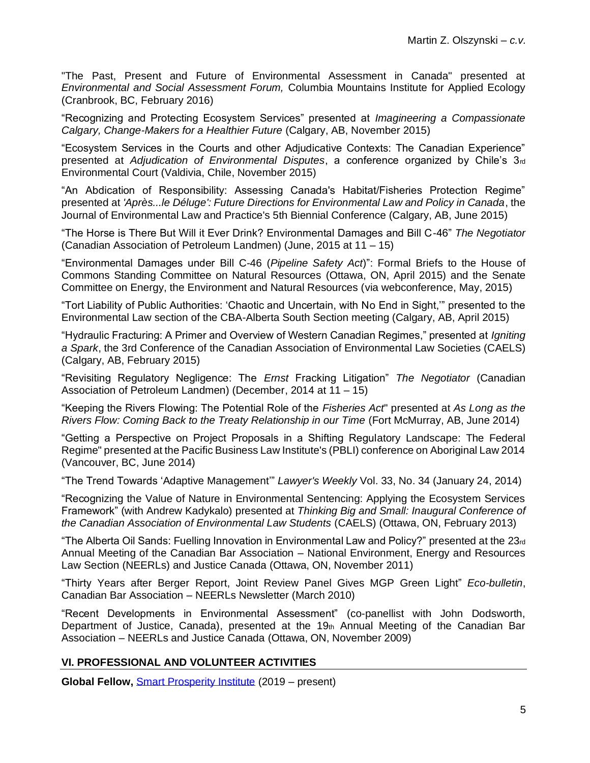"The Past, Present and Future of Environmental Assessment in Canada" presented at *Environmental and Social Assessment Forum,* Columbia Mountains Institute for Applied Ecology (Cranbrook, BC, February 2016)

"Recognizing and Protecting Ecosystem Services" presented at *Imagineering a Compassionate Calgary, Change-Makers for a Healthier Future* (Calgary, AB, November 2015)

"Ecosystem Services in the Courts and other Adjudicative Contexts: The Canadian Experience" presented at *Adjudication of Environmental Disputes*, a conference organized by Chile's 3rd Environmental Court (Valdivia, Chile, November 2015)

"An Abdication of Responsibility: Assessing Canada's Habitat/Fisheries Protection Regime" presented at *'Après...le Déluge': Future Directions for Environmental Law and Policy in Canada*, the Journal of Environmental Law and Practice's 5th Biennial Conference (Calgary, AB, June 2015)

"The Horse is There But Will it Ever Drink? Environmental Damages and Bill C-46" *The Negotiator* (Canadian Association of Petroleum Landmen) (June, 2015 at 11 – 15)

"Environmental Damages under Bill C-46 (*Pipeline Safety Act*)": Formal Briefs to the House of Commons Standing Committee on Natural Resources (Ottawa, ON, April 2015) and the Senate Committee on Energy, the Environment and Natural Resources (via webconference, May, 2015)

"Tort Liability of Public Authorities: 'Chaotic and Uncertain, with No End in Sight,'" presented to the Environmental Law section of the CBA-Alberta South Section meeting (Calgary, AB, April 2015)

"Hydraulic Fracturing: A Primer and Overview of Western Canadian Regimes," presented at *Igniting a Spark*, the 3rd Conference of the Canadian Association of Environmental Law Societies (CAELS) (Calgary, AB, February 2015)

"Revisiting Regulatory Negligence: The *Ernst* Fracking Litigation" *The Negotiator* (Canadian Association of Petroleum Landmen) (December, 2014 at 11 – 15)

"Keeping the Rivers Flowing: The Potential Role of the *Fisheries Act*" presented at *As Long as the Rivers Flow: Coming Back to the Treaty Relationship in our Time* (Fort McMurray, AB, June 2014)

"Getting a Perspective on Project Proposals in a Shifting Regulatory Landscape: The Federal Regime" presented at the Pacific Business Law Institute's (PBLI) conference on Aboriginal Law 2014 (Vancouver, BC, June 2014)

"The Trend Towards 'Adaptive Management'" *Lawyer's Weekly* Vol. 33, No. 34 (January 24, 2014)

"Recognizing the Value of Nature in Environmental Sentencing: Applying the Ecosystem Services Framework" (with Andrew Kadykalo) presented at *Thinking Big and Small: Inaugural Conference of the Canadian Association of Environmental Law Students* (CAELS) (Ottawa, ON, February 2013)

"The Alberta Oil Sands: Fuelling Innovation in Environmental Law and Policy?" presented at the 23rd Annual Meeting of the Canadian Bar Association – National Environment, Energy and Resources Law Section (NEERLs) and Justice Canada (Ottawa, ON, November 2011)

"Thirty Years after Berger Report, Joint Review Panel Gives MGP Green Light" *Eco-bulletin*, Canadian Bar Association – NEERLs Newsletter (March 2010)

"Recent Developments in Environmental Assessment" (co-panellist with John Dodsworth, Department of Justice, Canada), presented at the 19th Annual Meeting of the Canadian Bar Association – NEERLs and Justice Canada (Ottawa, ON, November 2009)

## VI. PROFESSIONAL AND VOLUNTEER ACTIVITIES

**Global Fellow,** Smart Prosperity Institute (2019 – present)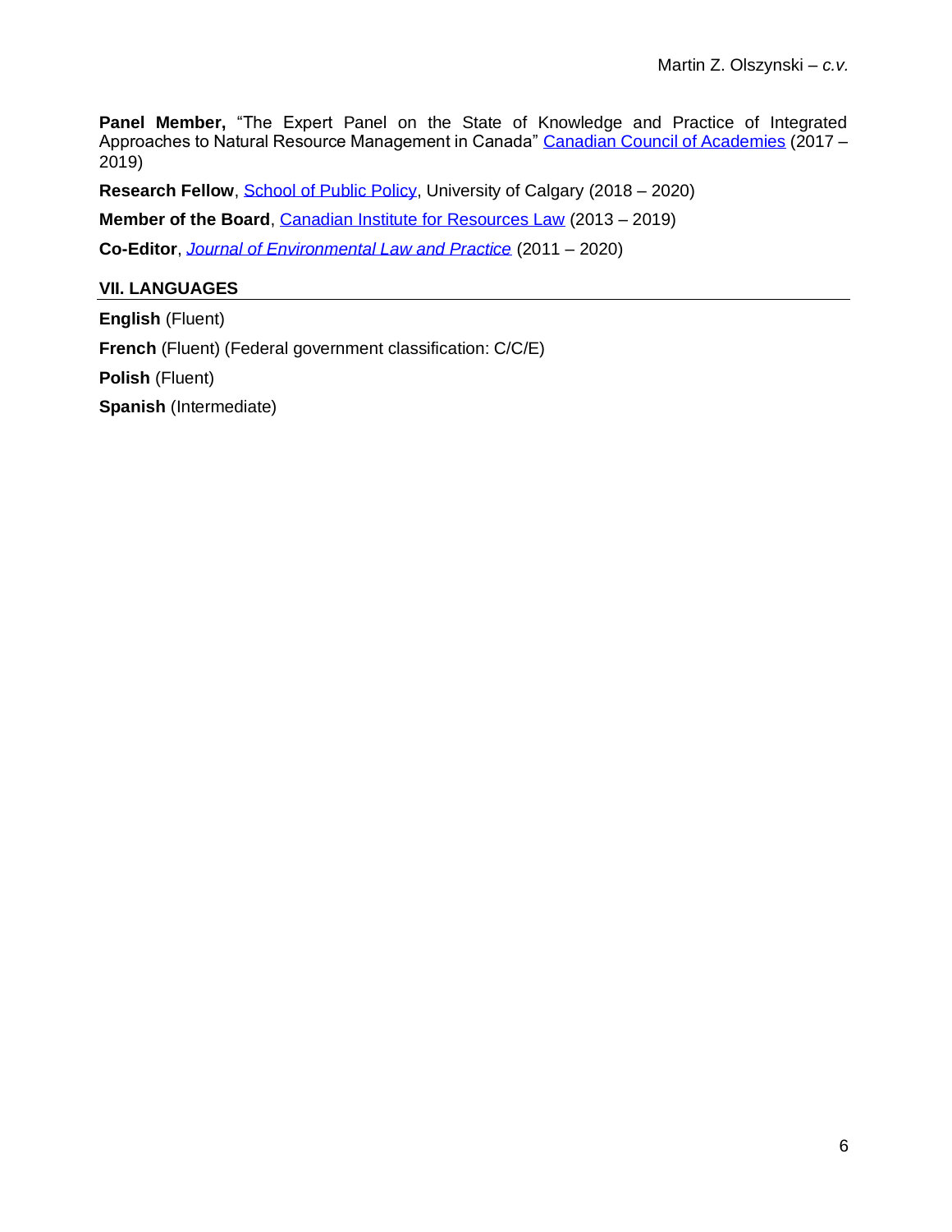**Panel Member,** "The Expert Panel on the State of Knowledge and Practice of Integrated Approaches to Natural Resource Management in Canada" Canadian Council of Academies (2017 – 2019)

**Research Fellow**, School of Public Policy, University of Calgary (2018 – 2020)

**Member of the Board**, Canadian Institute for Resources Law (2013 – 2019)

**Co-Editor**, *Journal of Environmental Law and Practice* (2011 – 2020)

## VII. LANGUAGES

**English** (Fluent)

**French** (Fluent) (Federal government classification: C/C/E)

**Polish** (Fluent)

**Spanish** (Intermediate)